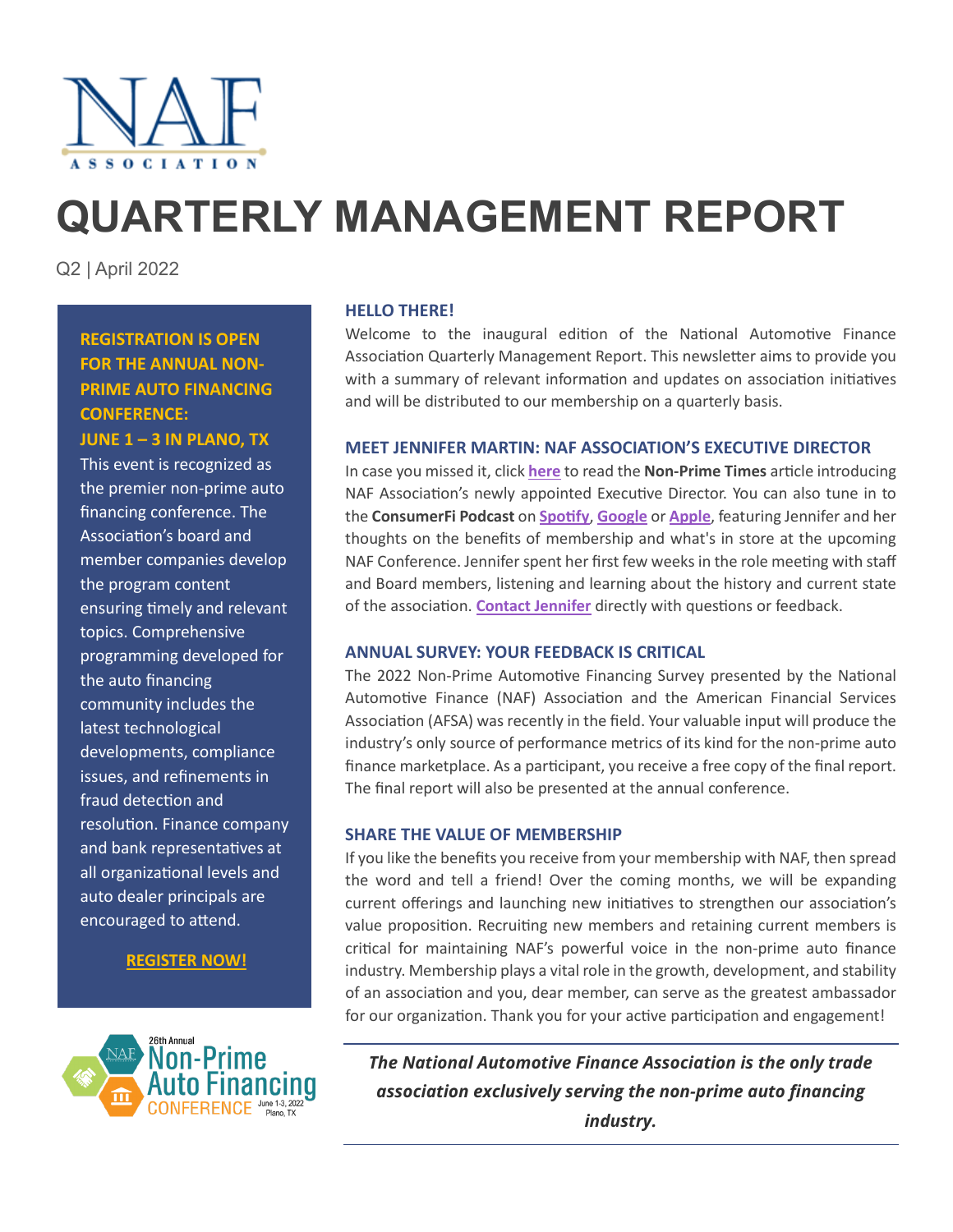# QUARTERLY MANAGEMENT REPORT

Q2 | April 2022

## HELLO THERE!

Welcome to the inaugural edition of the National Automotive Finance Association Quarterly Management Report. This newsletter aims to provide you with a summary of relevant information and updates on association initiatives and will be distributed to our membership on a quarterly basis.

## MEET JENNIFER MARTIN: NAF ASSOCIATION'S EXECUTIVE DIRECTOR

In case you missed it, click here to read the **Non-Prime Times** article introducing NAF Association's newly appointed Executive Director. You can also tune in to the **ConsumerFi Podcast** on Spotify, Google or Apple, featuring Jennifer and her thoughts on the benefits of membership and what's in store at the upcoming NAF Conference. Jennifer spent her first few weeks in the role meeting with staff and Board members, listening and learning about the history and current state of the association. Contact Jennifer directly with questions or feedback.

## ANNUAL SURVEY: YOUR FEEDBACK IS CRITICAL

The 2022 Non-Prime Automotive Financing Survey presented by the National Automotive Finance (NAF) Association and the American Financial Services Association (AFSA) was recently in the field. Your valuable input will produce the industry's only source of performance metrics of its kind for the non-prime auto finance marketplace. As a participant, you receive a free copy of the final report. The final report will also be presented at the annual conference.

## SHARE THE VALUE OF MEMBERSHIP

If you like the benefits you receive from your membership with NAF, then spread the word and tell a friend! Over the coming months, we will be expanding current offerings and launching new initiatives to strengthen our association's value proposition. Recruiting new members and retaining current members is critical for maintaining NAF's powerful voice in the non-prime auto finance industry. Membership plays a vital role in the growth, development, and stability of an association and you, dear member, can serve as the greatest ambassador for our organization. Thank you for your active participation and engagement!

***The National Automotive Finance Association is the only trade association exclusively serving the non-prime auto financing industry.***

## REGISTRATION IS OPEN FOR THE ANNUAL NON-PRIME AUTO FINANCING CONFERENCE: JUNE 1 – 3 IN PLANO, TX

This event is recognized as the premier non-prime auto financing conference. The Association's board and member companies develop the program content ensuring timely and relevant topics. Comprehensive programming developed for the auto financing community includes the latest technological developments, compliance issues, and refinements in fraud detection and resolution. Finance company and bank representatives at all organizational levels and auto dealer principals are encouraged to attend.

**REGISTER NOW!**

26th Annual Non-Prime Auto Financing Conference
June 1-3, 2022
Plano, TX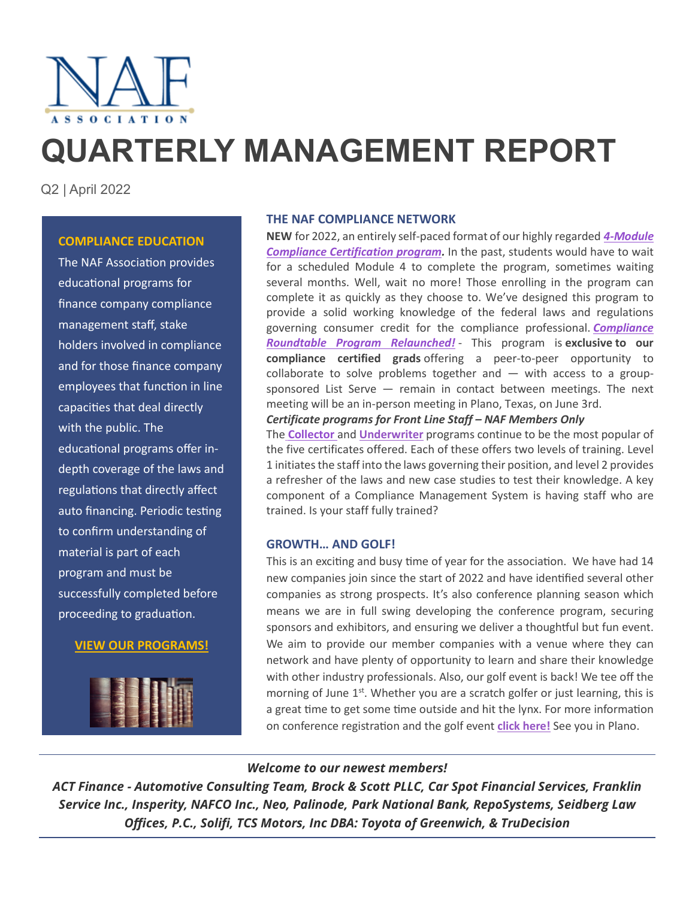# NAF ASSOCIATION

# QUARTERLY MANAGEMENT REPORT

Q2 | April 2022

## COMPLIANCE EDUCATION

The NAF Association provides educational programs for finance company compliance management staff, stake holders involved in compliance and for those finance company employees that function in line capacities that deal directly with the public. The educational programs offer in-depth coverage of the laws and regulations that directly affect auto financing. Periodic testing to confirm understanding of material is part of each program and must be successfully completed before proceeding to graduation.

**VIEW OUR PROGRAMS!**

## THE NAF COMPLIANCE NETWORK

**NEW** for 2022, an entirely self-paced format of our highly regarded ***4-Module Compliance Certification program.*** In the past, students would have to wait for a scheduled Module 4 to complete the program, sometimes waiting several months. Well, wait no more! Those enrolling in the program can complete it as quickly as they choose to. We've designed this program to provide a solid working knowledge of the federal laws and regulations governing consumer credit for the compliance professional. ***Compliance Roundtable Program Relaunched!*** - This program is **exclusive to our compliance certified grads** offering a peer-to-peer opportunity to collaborate to solve problems together and — with access to a group-sponsored List Serve — remain in contact between meetings. The next meeting will be an in-person meeting in Plano, Texas, on June 3rd.

***Certificate programs for Front Line Staff – NAF Members Only***

The **Collector** and **Underwriter** programs continue to be the most popular of the five certificates offered. Each of these offers two levels of training. Level 1 initiates the staff into the laws governing their position, and level 2 provides a refresher of the laws and new case studies to test their knowledge. A key component of a Compliance Management System is having staff who are trained. Is your staff fully trained?

## GROWTH… AND GOLF!

This is an exciting and busy time of year for the association. We have had 14 new companies join since the start of 2022 and have identified several other companies as strong prospects. It's also conference planning season which means we are in full swing developing the conference program, securing sponsors and exhibitors, and ensuring we deliver a thoughtful but fun event. We aim to provide our member companies with a venue where they can network and have plenty of opportunity to learn and share their knowledge with other industry professionals. Also, our golf event is back! We tee off the morning of June 1st. Whether you are a scratch golfer or just learning, this is a great time to get some time outside and hit the lynx. For more information on conference registration and the golf event **click here!** See you in Plano.

***Welcome to our newest members!***

***ACT Finance - Automotive Consulting Team, Brock & Scott PLLC, Car Spot Financial Services, Franklin Service Inc., Insperity, NAFCO Inc., Neo, Palinode, Park National Bank, RepoSystems, Seidberg Law Offices, P.C., Solifi, TCS Motors, Inc DBA: Toyota of Greenwich, & TruDecision***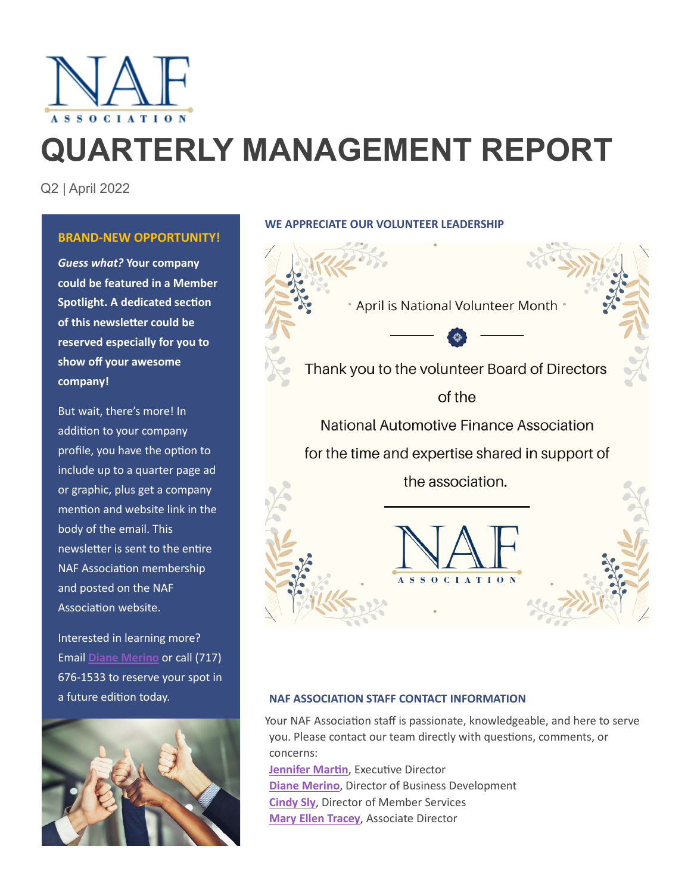# QUARTERLY MANAGEMENT REPORT

Q2 | April 2022

## BRAND-NEW OPPORTUNITY!

***Guess what?* Your company could be featured in a Member Spotlight. A dedicated section of this newsletter could be reserved especially for you to show off your awesome company!**

But wait, there's more! In addition to your company profile, you have the option to include up to a quarter page ad or graphic, plus get a company mention and website link in the body of the email. This newsletter is sent to the entire NAF Association membership and posted on the NAF Association website.

Interested in learning more? Email Diane Merino or call (717) 676-1533 to reserve your spot in a future edition today.

## WE APPRECIATE OUR VOLUNTEER LEADERSHIP

April is National Volunteer Month

Thank you to the volunteer Board of Directors of the National Automotive Finance Association for the time and expertise shared in support of the association.

NAF ASSOCIATION

## NAF ASSOCIATION STAFF CONTACT INFORMATION

Your NAF Association staff is passionate, knowledgeable, and here to serve you. Please contact our team directly with questions, comments, or concerns:

**Jennifer Martin**, Executive Director
**Diane Merino**, Director of Business Development
**Cindy Sly**, Director of Member Services
**Mary Ellen Tracey**, Associate Director